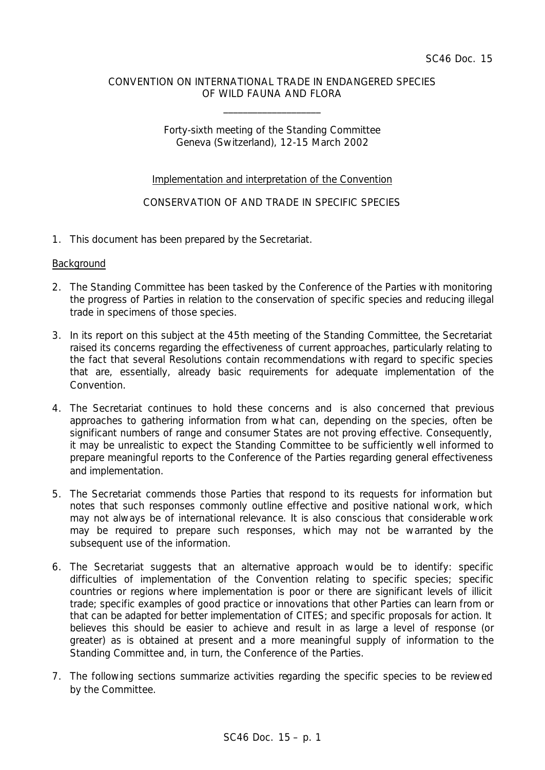SC46 Doc. 15

CONVENTION ON INTERNATIONAL TRADE IN ENDANGERED SPECIES OF WILD FAUNA AND FLORA

\_\_\_\_\_\_\_\_\_\_\_\_\_\_\_\_\_\_\_\_

Forty-sixth meeting of the Standing Committee
Geneva (Switzerland), 12-15 March 2002

Implementation and interpretation of the Convention

CONSERVATION OF AND TRADE IN SPECIFIC SPECIES

1. This document has been prepared by the Secretariat.

Background

2. The Standing Committee has been tasked by the Conference of the Parties with monitoring the progress of Parties in relation to the conservation of specific species and reducing illegal trade in specimens of those species.

3. In its report on this subject at the 45th meeting of the Standing Committee, the Secretariat raised its concerns regarding the effectiveness of current approaches, particularly relating to the fact that several Resolutions contain recommendations with regard to specific species that are, essentially, already basic requirements for adequate implementation of the Convention.

4. The Secretariat continues to hold these concerns and is also concerned that previous approaches to gathering information from what can, depending on the species, often be significant numbers of range and consumer States are not proving effective. Consequently, it may be unrealistic to expect the Standing Committee to be sufficiently well informed to prepare meaningful reports to the Conference of the Parties regarding general effectiveness and implementation.

5. The Secretariat commends those Parties that respond to its requests for information but notes that such responses commonly outline effective and positive national work, which may not always be of international relevance. It is also conscious that considerable work may be required to prepare such responses, which may not be warranted by the subsequent use of the information.

6. The Secretariat suggests that an alternative approach would be to identify: specific difficulties of implementation of the Convention relating to specific species; specific countries or regions where implementation is poor or there are significant levels of illicit trade; specific examples of good practice or innovations that other Parties can learn from or that can be adapted for better implementation of CITES; and specific proposals for action. It believes this should be easier to achieve and result in as large a level of response (or greater) as is obtained at present and a more meaningful supply of information to the Standing Committee and, in turn, the Conference of the Parties.

7. The following sections summarize activities regarding the specific species to be reviewed by the Committee.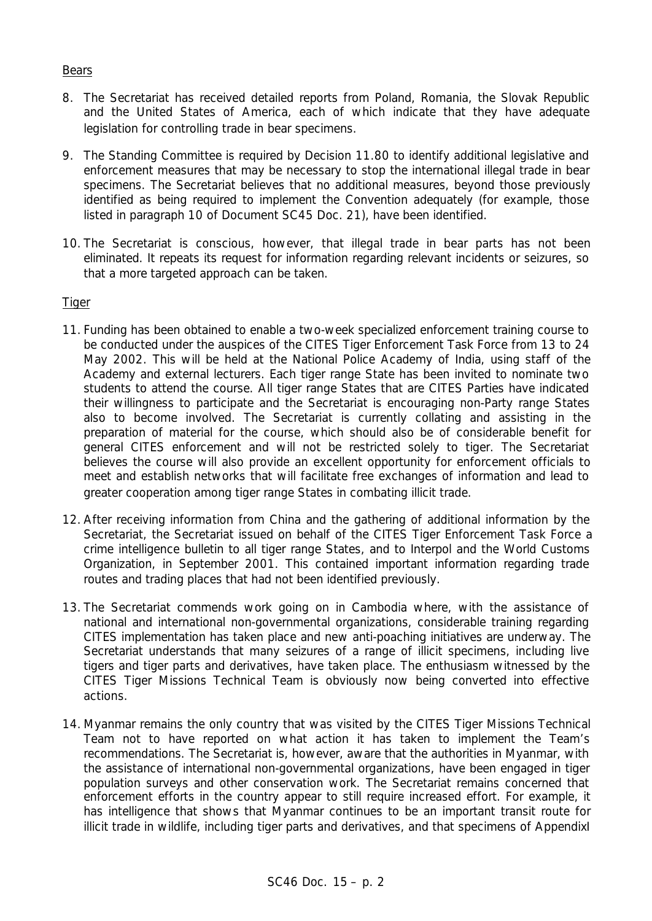Bears

8. The Secretariat has received detailed reports from Poland, Romania, the Slovak Republic and the United States of America, each of which indicate that they have adequate legislation for controlling trade in bear specimens.

9. The Standing Committee is required by Decision 11.80 to identify additional legislative and enforcement measures that may be necessary to stop the international illegal trade in bear specimens. The Secretariat believes that no additional measures, beyond those previously identified as being required to implement the Convention adequately (for example, those listed in paragraph 10 of Document SC45 Doc. 21), have been identified.

10. The Secretariat is conscious, however, that illegal trade in bear parts has not been eliminated. It repeats its request for information regarding relevant incidents or seizures, so that a more targeted approach can be taken.

Tiger

11. Funding has been obtained to enable a two-week specialized enforcement training course to be conducted under the auspices of the CITES Tiger Enforcement Task Force from 13 to 24 May 2002. This will be held at the National Police Academy of India, using staff of the Academy and external lecturers. Each tiger range State has been invited to nominate two students to attend the course. All tiger range States that are CITES Parties have indicated their willingness to participate and the Secretariat is encouraging non-Party range States also to become involved. The Secretariat is currently collating and assisting in the preparation of material for the course, which should also be of considerable benefit for general CITES enforcement and will not be restricted solely to tiger. The Secretariat believes the course will also provide an excellent opportunity for enforcement officials to meet and establish networks that will facilitate free exchanges of information and lead to greater cooperation among tiger range States in combating illicit trade.

12. After receiving information from China and the gathering of additional information by the Secretariat, the Secretariat issued on behalf of the CITES Tiger Enforcement Task Force a crime intelligence bulletin to all tiger range States, and to Interpol and the World Customs Organization, in September 2001. This contained important information regarding trade routes and trading places that had not been identified previously.

13. The Secretariat commends work going on in Cambodia where, with the assistance of national and international non-governmental organizations, considerable training regarding CITES implementation has taken place and new anti-poaching initiatives are underway. The Secretariat understands that many seizures of a range of illicit specimens, including live tigers and tiger parts and derivatives, have taken place. The enthusiasm witnessed by the CITES Tiger Missions Technical Team is obviously now being converted into effective actions.

14. Myanmar remains the only country that was visited by the CITES Tiger Missions Technical Team not to have reported on what action it has taken to implement the Team's recommendations. The Secretariat is, however, aware that the authorities in Myanmar, with the assistance of international non-governmental organizations, have been engaged in tiger population surveys and other conservation work. The Secretariat remains concerned that enforcement efforts in the country appear to still require increased effort. For example, it has intelligence that shows that Myanmar continues to be an important transit route for illicit trade in wildlife, including tiger parts and derivatives, and that specimens of AppendixI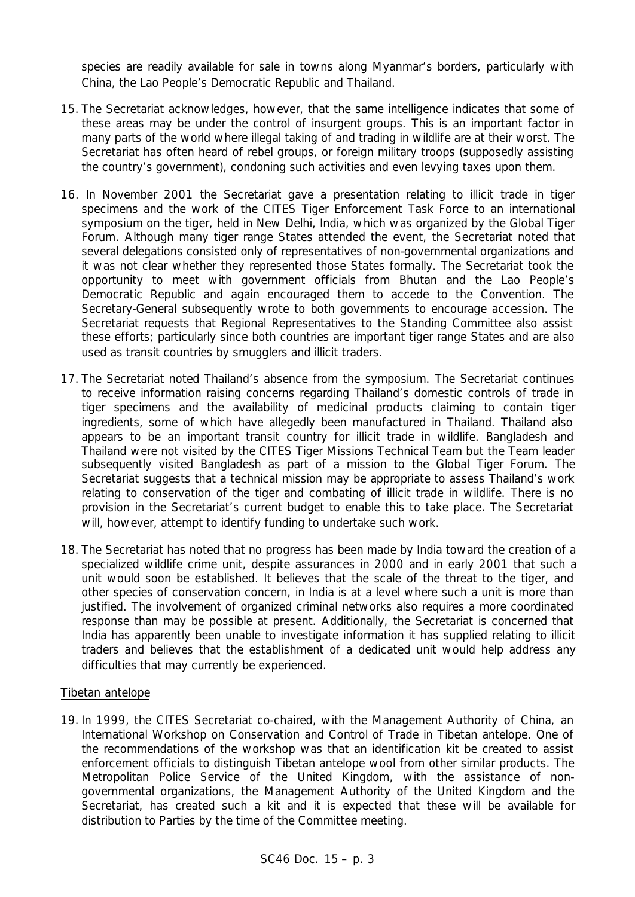species are readily available for sale in towns along Myanmar's borders, particularly with China, the Lao People's Democratic Republic and Thailand.

15. The Secretariat acknowledges, however, that the same intelligence indicates that some of these areas may be under the control of insurgent groups. This is an important factor in many parts of the world where illegal taking of and trading in wildlife are at their worst. The Secretariat has often heard of rebel groups, or foreign military troops (supposedly assisting the country's government), condoning such activities and even levying taxes upon them.

16. In November 2001 the Secretariat gave a presentation relating to illicit trade in tiger specimens and the work of the CITES Tiger Enforcement Task Force to an international symposium on the tiger, held in New Delhi, India, which was organized by the Global Tiger Forum. Although many tiger range States attended the event, the Secretariat noted that several delegations consisted only of representatives of non-governmental organizations and it was not clear whether they represented those States formally. The Secretariat took the opportunity to meet with government officials from Bhutan and the Lao People's Democratic Republic and again encouraged them to accede to the Convention. The Secretary-General subsequently wrote to both governments to encourage accession. The Secretariat requests that Regional Representatives to the Standing Committee also assist these efforts; particularly since both countries are important tiger range States and are also used as transit countries by smugglers and illicit traders.

17. The Secretariat noted Thailand's absence from the symposium. The Secretariat continues to receive information raising concerns regarding Thailand's domestic controls of trade in tiger specimens and the availability of medicinal products claiming to contain tiger ingredients, some of which have allegedly been manufactured in Thailand. Thailand also appears to be an important transit country for illicit trade in wildlife. Bangladesh and Thailand were not visited by the CITES Tiger Missions Technical Team but the Team leader subsequently visited Bangladesh as part of a mission to the Global Tiger Forum. The Secretariat suggests that a technical mission may be appropriate to assess Thailand's work relating to conservation of the tiger and combating of illicit trade in wildlife. There is no provision in the Secretariat's current budget to enable this to take place. The Secretariat will, however, attempt to identify funding to undertake such work.

18. The Secretariat has noted that no progress has been made by India toward the creation of a specialized wildlife crime unit, despite assurances in 2000 and in early 2001 that such a unit would soon be established. It believes that the scale of the threat to the tiger, and other species of conservation concern, in India is at a level where such a unit is more than justified. The involvement of organized criminal networks also requires a more coordinated response than may be possible at present. Additionally, the Secretariat is concerned that India has apparently been unable to investigate information it has supplied relating to illicit traders and believes that the establishment of a dedicated unit would help address any difficulties that may currently be experienced.

Tibetan antelope

19. In 1999, the CITES Secretariat co-chaired, with the Management Authority of China, an International Workshop on Conservation and Control of Trade in Tibetan antelope. One of the recommendations of the workshop was that an identification kit be created to assist enforcement officials to distinguish Tibetan antelope wool from other similar products. The Metropolitan Police Service of the United Kingdom, with the assistance of non-governmental organizations, the Management Authority of the United Kingdom and the Secretariat, has created such a kit and it is expected that these will be available for distribution to Parties by the time of the Committee meeting.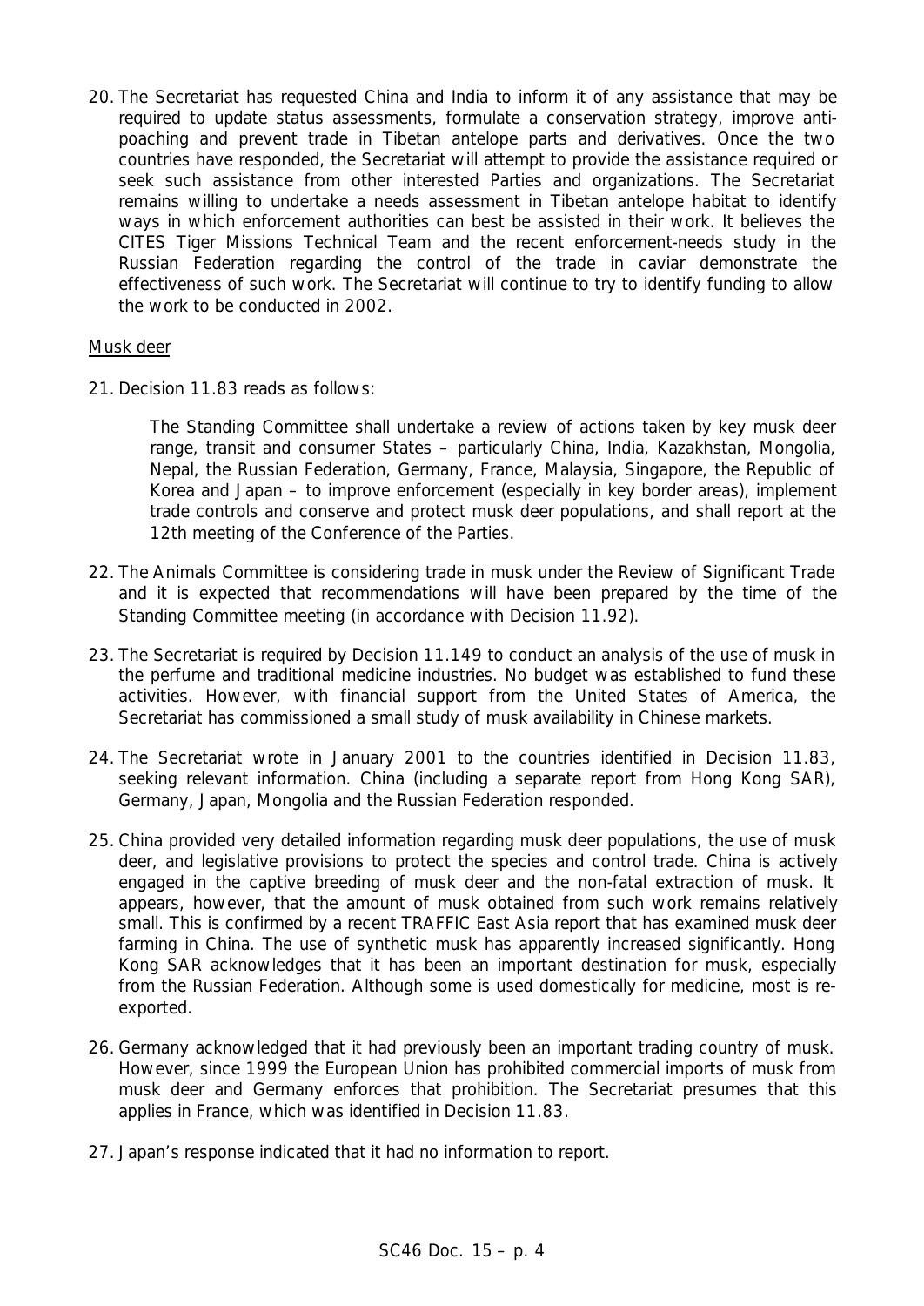20. The Secretariat has requested China and India to inform it of any assistance that may be required to update status assessments, formulate a conservation strategy, improve anti-poaching and prevent trade in Tibetan antelope parts and derivatives. Once the two countries have responded, the Secretariat will attempt to provide the assistance required or seek such assistance from other interested Parties and organizations. The Secretariat remains willing to undertake a needs assessment in Tibetan antelope habitat to identify ways in which enforcement authorities can best be assisted in their work. It believes the CITES Tiger Missions Technical Team and the recent enforcement-needs study in the Russian Federation regarding the control of the trade in caviar demonstrate the effectiveness of such work. The Secretariat will continue to try to identify funding to allow the work to be conducted in 2002.

<u>Musk deer</u>

21. Decision 11.83 reads as follows:

    The Standing Committee shall undertake a review of actions taken by key musk deer range, transit and consumer States – particularly China, India, Kazakhstan, Mongolia, Nepal, the Russian Federation, Germany, France, Malaysia, Singapore, the Republic of Korea and Japan – to improve enforcement (especially in key border areas), implement trade controls and conserve and protect musk deer populations, and shall report at the 12th meeting of the Conference of the Parties.

22. The Animals Committee is considering trade in musk under the Review of Significant Trade and it is expected that recommendations will have been prepared by the time of the Standing Committee meeting (in accordance with Decision 11.92).

23. The Secretariat is required by Decision 11.149 to conduct an analysis of the use of musk in the perfume and traditional medicine industries. No budget was established to fund these activities. However, with financial support from the United States of America, the Secretariat has commissioned a small study of musk availability in Chinese markets.

24. The Secretariat wrote in January 2001 to the countries identified in Decision 11.83, seeking relevant information. China (including a separate report from Hong Kong SAR), Germany, Japan, Mongolia and the Russian Federation responded.

25. China provided very detailed information regarding musk deer populations, the use of musk deer, and legislative provisions to protect the species and control trade. China is actively engaged in the captive breeding of musk deer and the non-fatal extraction of musk. It appears, however, that the amount of musk obtained from such work remains relatively small. This is confirmed by a recent TRAFFIC East Asia report that has examined musk deer farming in China. The use of synthetic musk has apparently increased significantly. Hong Kong SAR acknowledges that it has been an important destination for musk, especially from the Russian Federation. Although some is used domestically for medicine, most is re-exported.

26. Germany acknowledged that it had previously been an important trading country of musk. However, since 1999 the European Union has prohibited commercial imports of musk from musk deer and Germany enforces that prohibition. The Secretariat presumes that this applies in France, which was identified in Decision 11.83.

27. Japan's response indicated that it had no information to report.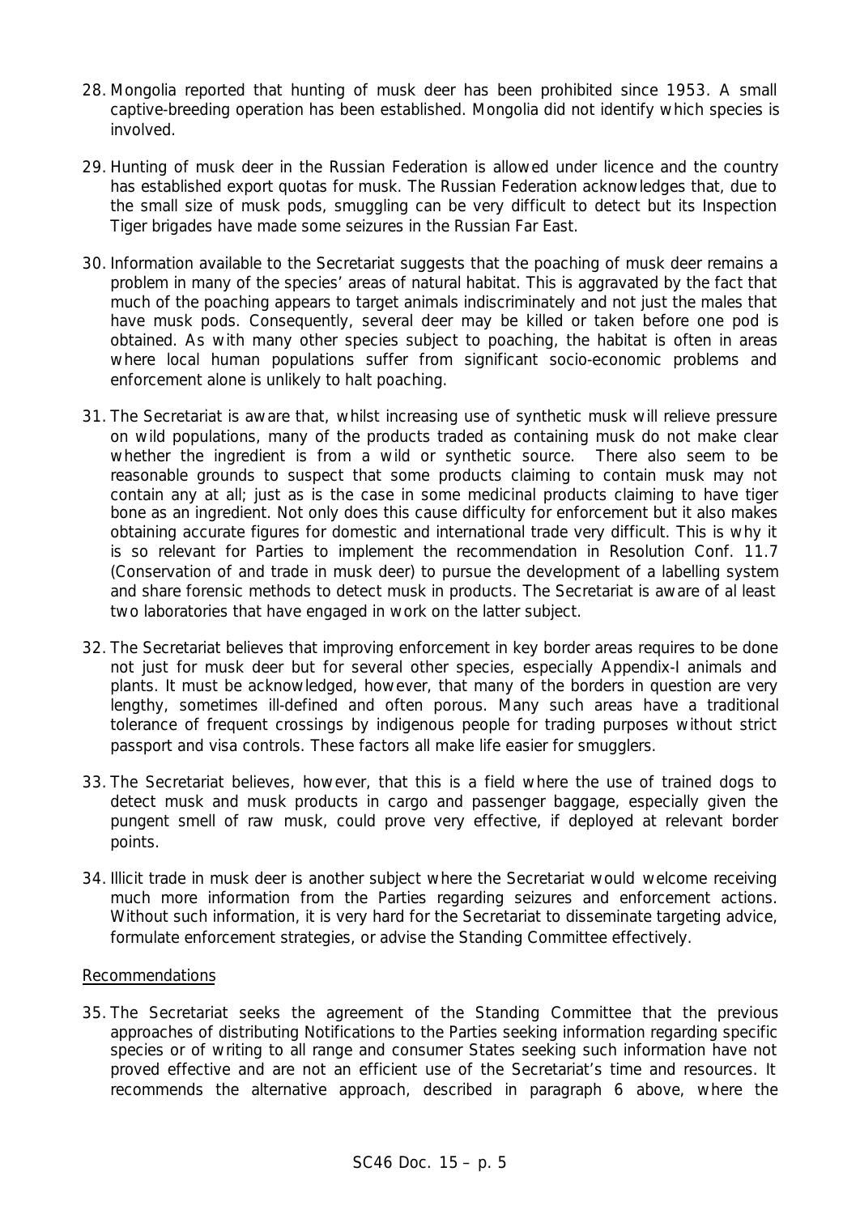28. Mongolia reported that hunting of musk deer has been prohibited since 1953. A small captive-breeding operation has been established. Mongolia did not identify which species is involved.

29. Hunting of musk deer in the Russian Federation is allowed under licence and the country has established export quotas for musk. The Russian Federation acknowledges that, due to the small size of musk pods, smuggling can be very difficult to detect but its Inspection Tiger brigades have made some seizures in the Russian Far East.

30. Information available to the Secretariat suggests that the poaching of musk deer remains a problem in many of the species' areas of natural habitat. This is aggravated by the fact that much of the poaching appears to target animals indiscriminately and not just the males that have musk pods. Consequently, several deer may be killed or taken before one pod is obtained. As with many other species subject to poaching, the habitat is often in areas where local human populations suffer from significant socio-economic problems and enforcement alone is unlikely to halt poaching.

31. The Secretariat is aware that, whilst increasing use of synthetic musk will relieve pressure on wild populations, many of the products traded as containing musk do not make clear whether the ingredient is from a wild or synthetic source. There also seem to be reasonable grounds to suspect that some products claiming to contain musk may not contain any at all; just as is the case in some medicinal products claiming to have tiger bone as an ingredient. Not only does this cause difficulty for enforcement but it also makes obtaining accurate figures for domestic and international trade very difficult. This is why it is so relevant for Parties to implement the recommendation in Resolution Conf. 11.7 (Conservation of and trade in musk deer) to pursue the development of a labelling system and share forensic methods to detect musk in products. The Secretariat is aware of al least two laboratories that have engaged in work on the latter subject.

32. The Secretariat believes that improving enforcement in key border areas requires to be done not just for musk deer but for several other species, especially Appendix-I animals and plants. It must be acknowledged, however, that many of the borders in question are very lengthy, sometimes ill-defined and often porous. Many such areas have a traditional tolerance of frequent crossings by indigenous people for trading purposes without strict passport and visa controls. These factors all make life easier for smugglers.

33. The Secretariat believes, however, that this is a field where the use of trained dogs to detect musk and musk products in cargo and passenger baggage, especially given the pungent smell of raw musk, could prove very effective, if deployed at relevant border points.

34. Illicit trade in musk deer is another subject where the Secretariat would welcome receiving much more information from the Parties regarding seizures and enforcement actions. Without such information, it is very hard for the Secretariat to disseminate targeting advice, formulate enforcement strategies, or advise the Standing Committee effectively.

## Recommendations

35. The Secretariat seeks the agreement of the Standing Committee that the previous approaches of distributing Notifications to the Parties seeking information regarding specific species or of writing to all range and consumer States seeking such information have not proved effective and are not an efficient use of the Secretariat's time and resources. It recommends the alternative approach, described in paragraph 6 above, where the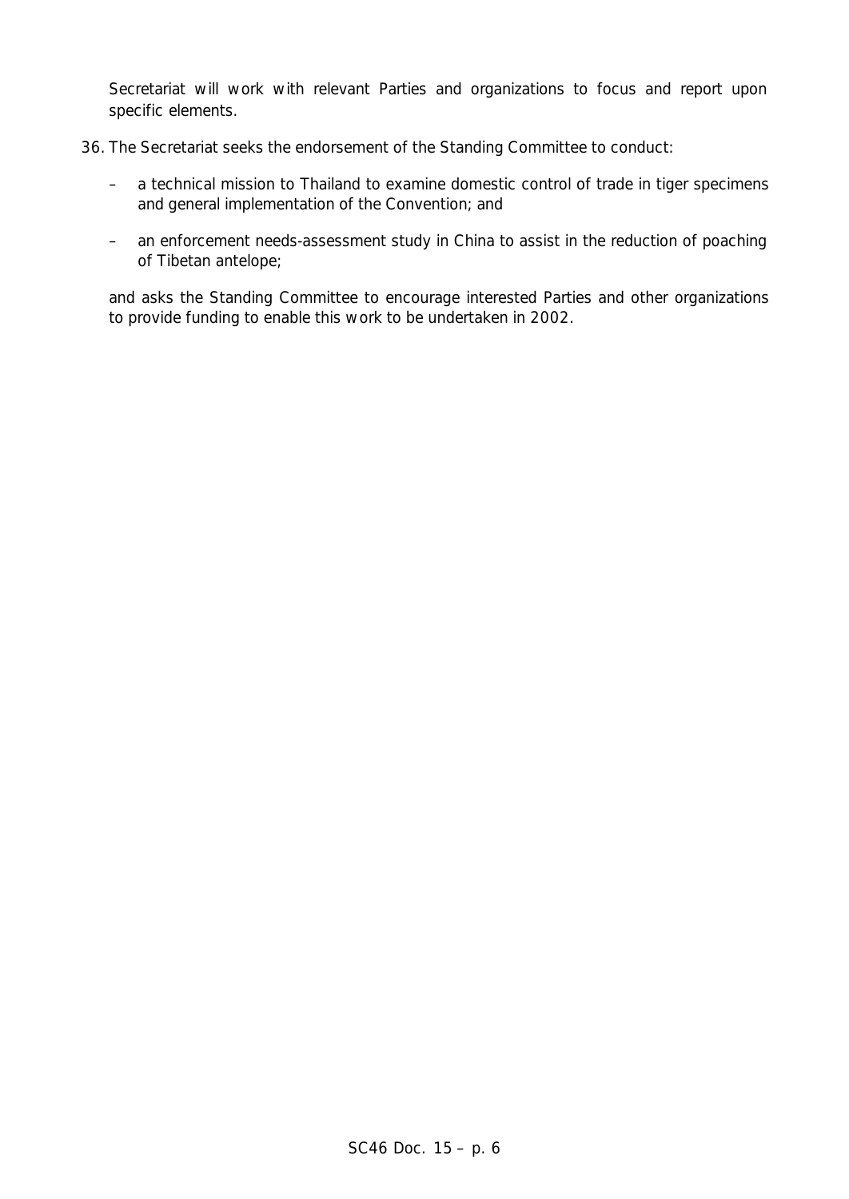Secretariat will work with relevant Parties and organizations to focus and report upon specific elements.

36. The Secretariat seeks the endorsement of the Standing Committee to conduct:

    – a technical mission to Thailand to examine domestic control of trade in tiger specimens and general implementation of the Convention; and

    – an enforcement needs-assessment study in China to assist in the reduction of poaching of Tibetan antelope;

    and asks the Standing Committee to encourage interested Parties and other organizations to provide funding to enable this work to be undertaken in 2002.